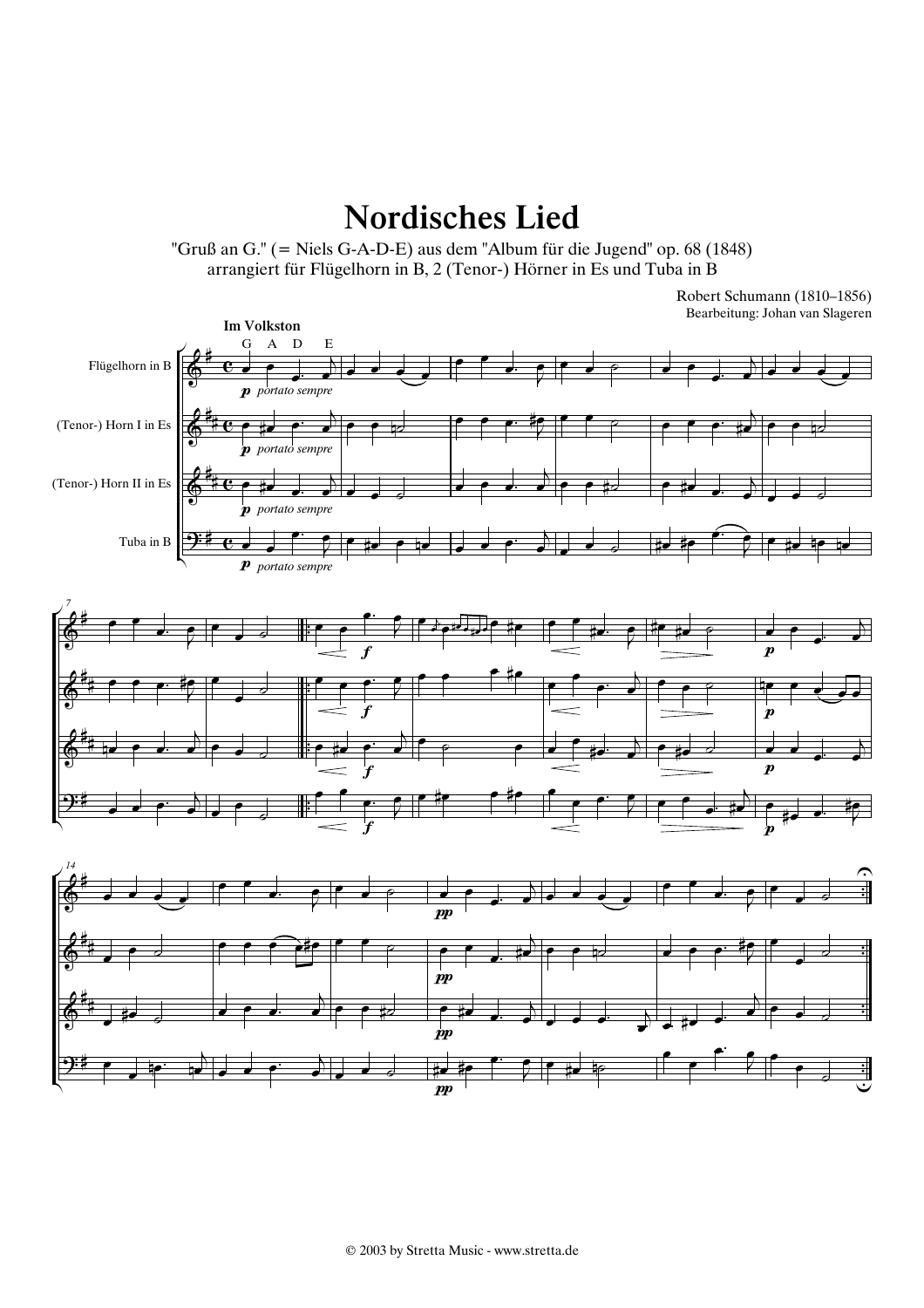# Nordisches Lied

"Gruß an G." (= Niels G-A-D-E) aus dem "Album für die Jugend" op. 68 (1848)
arrangiert für Flügelhorn in B, 2 (Tenor-) Hörner in Es und Tuba in B

Robert Schumann (1810–1856)
Bearbeitung: Johan van Slageren

© 2003 by Stretta Music - www.stretta.de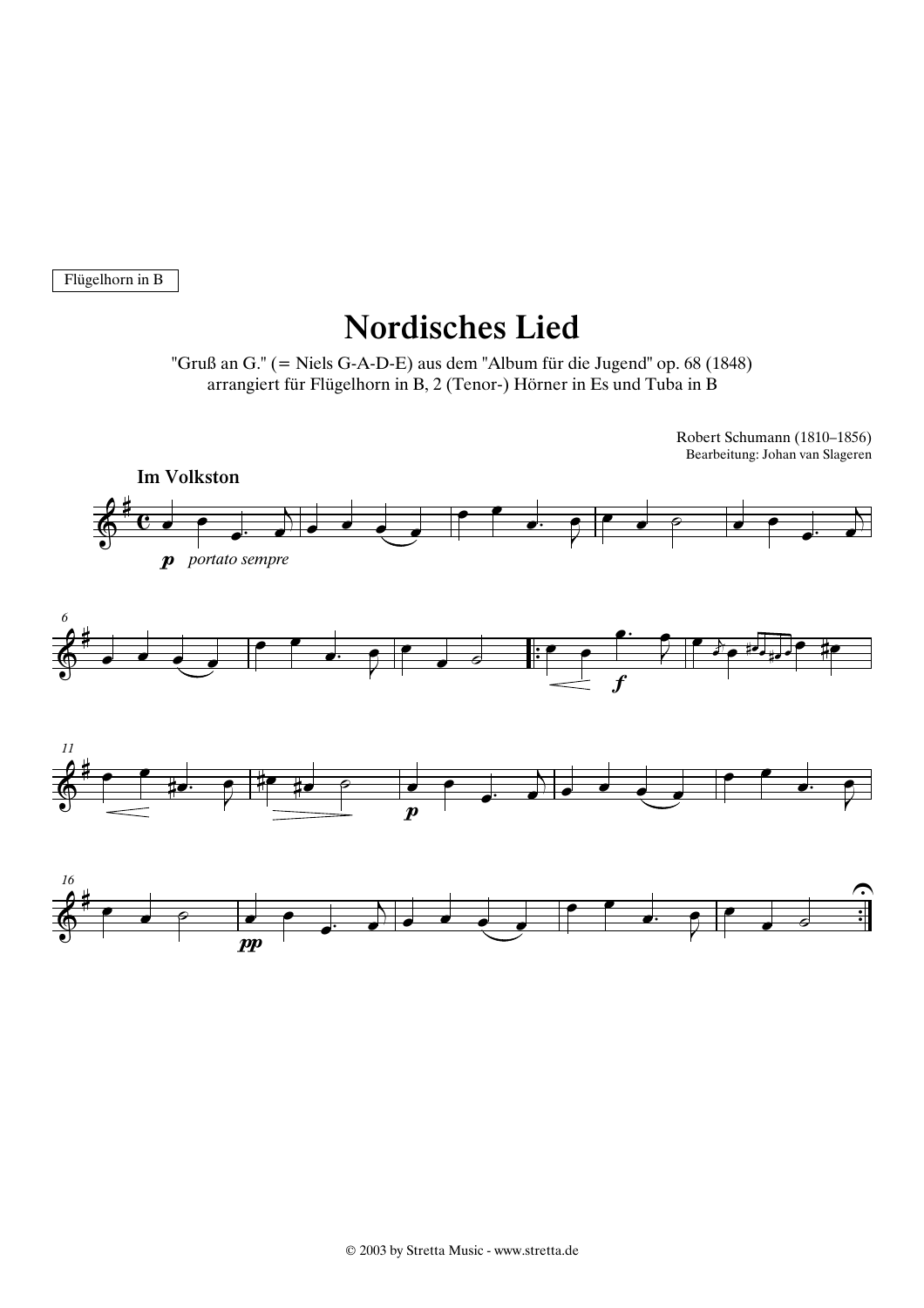Flügelhorn in B

# Nordisches Lied

"Gruß an G." (= Niels G-A-D-E) aus dem "Album für die Jugend" op. 68 (1848)
arrangiert für Flügelhorn in B, 2 (Tenor-) Hörner in Es und Tuba in B

Robert Schumann (1810–1856)
Bearbeitung: Johan van Slageren

**Im Volkston**

*p* *portato sempre*

*f*

*p*

*pp*

© 2003 by Stretta Music - www.stretta.de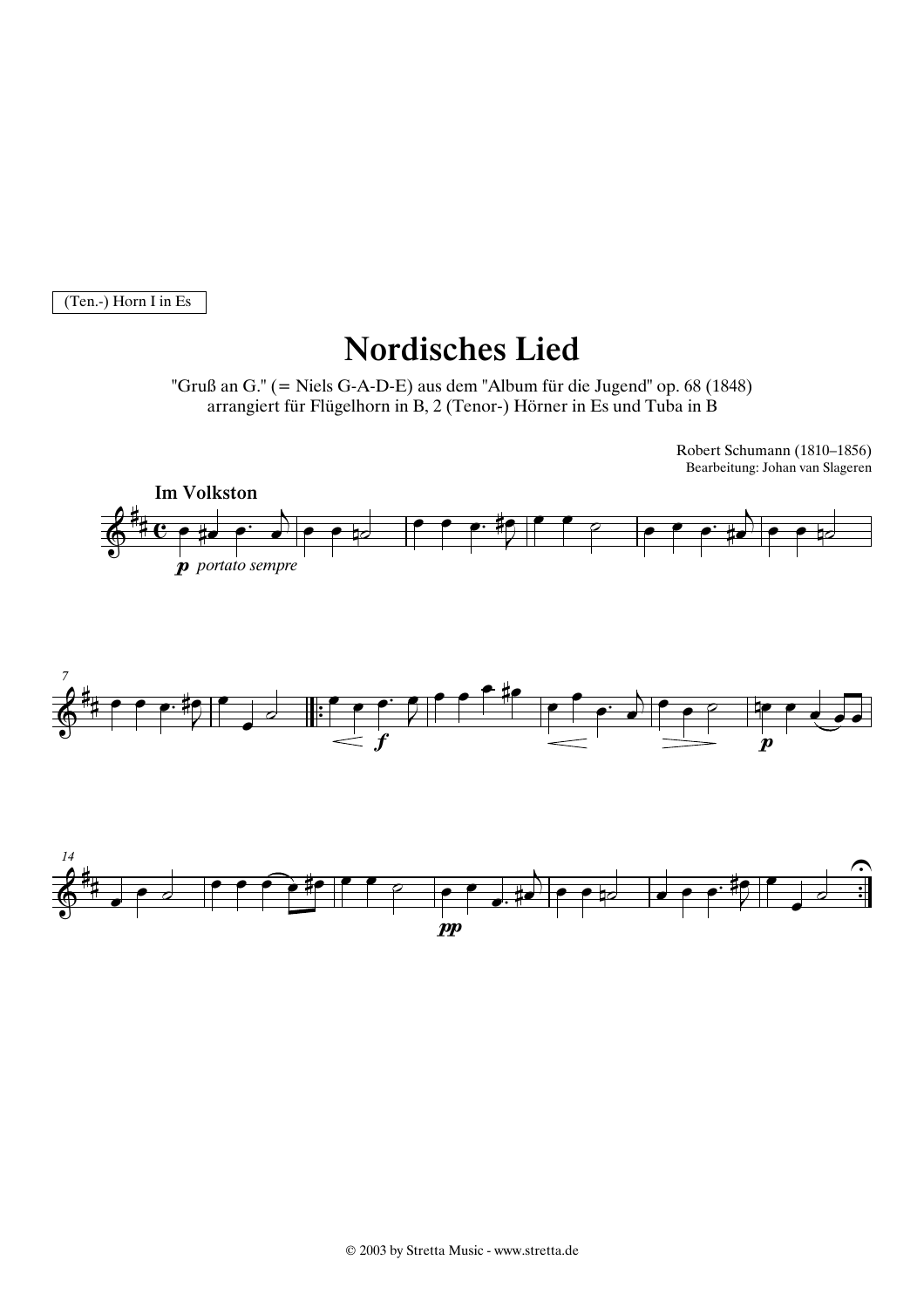(Ten.-) Horn I in Es

# Nordisches Lied

"Gruß an G." (= Niels G-A-D-E) aus dem "Album für die Jugend" op. 68 (1848)
arrangiert für Flügelhorn in B, 2 (Tenor-) Hörner in Es und Tuba in B

Robert Schumann (1810–1856)
Bearbeitung: Johan van Slageren

**Im Volkston**

*p* *portato sempre*

© 2003 by Stretta Music - www.stretta.de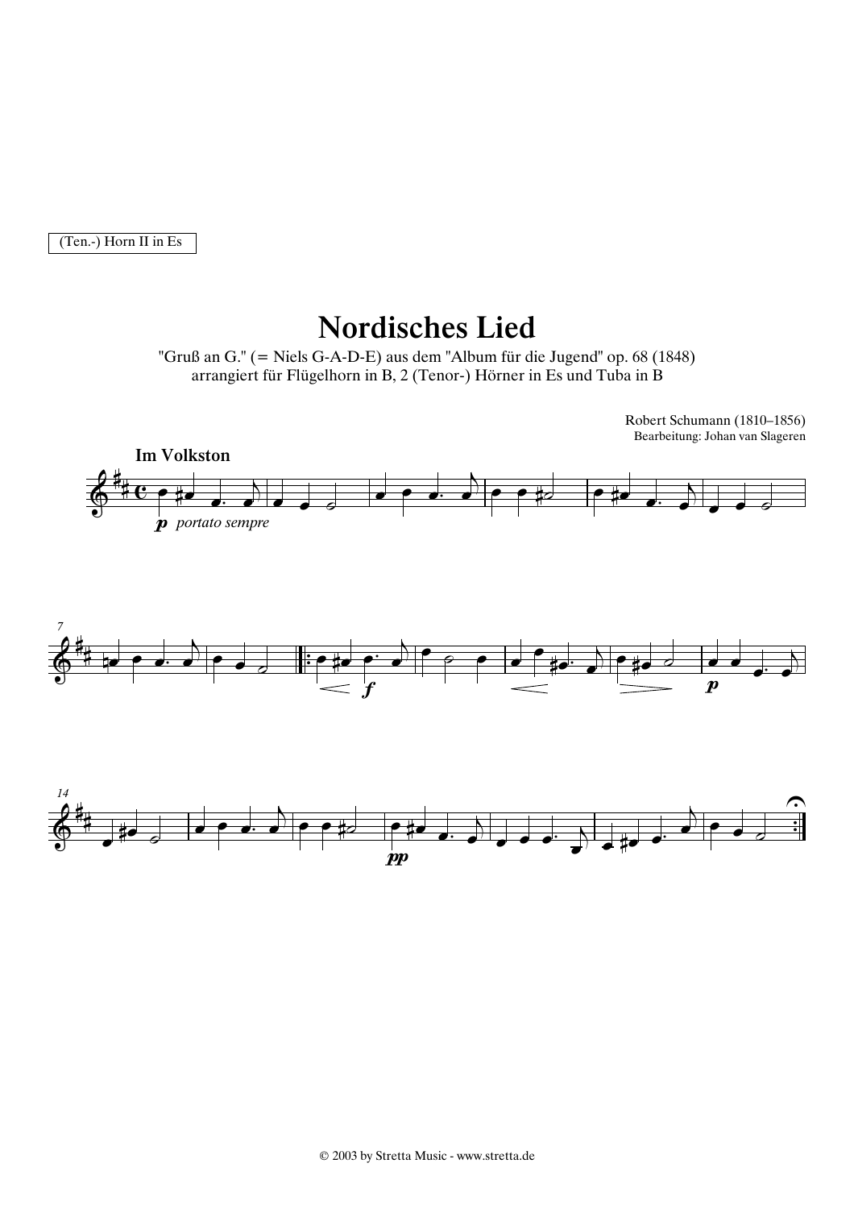(Ten.-) Horn II in Es

# Nordisches Lied

"Gruß an G." (= Niels G-A-D-E) aus dem "Album für die Jugend" op. 68 (1848)
arrangiert für Flügelhorn in B, 2 (Tenor-) Hörner in Es und Tuba in B

Robert Schumann (1810–1856)
Bearbeitung: Johan van Slageren

**Im Volkston**

*p* *portato sempre*

© 2003 by Stretta Music - www.stretta.de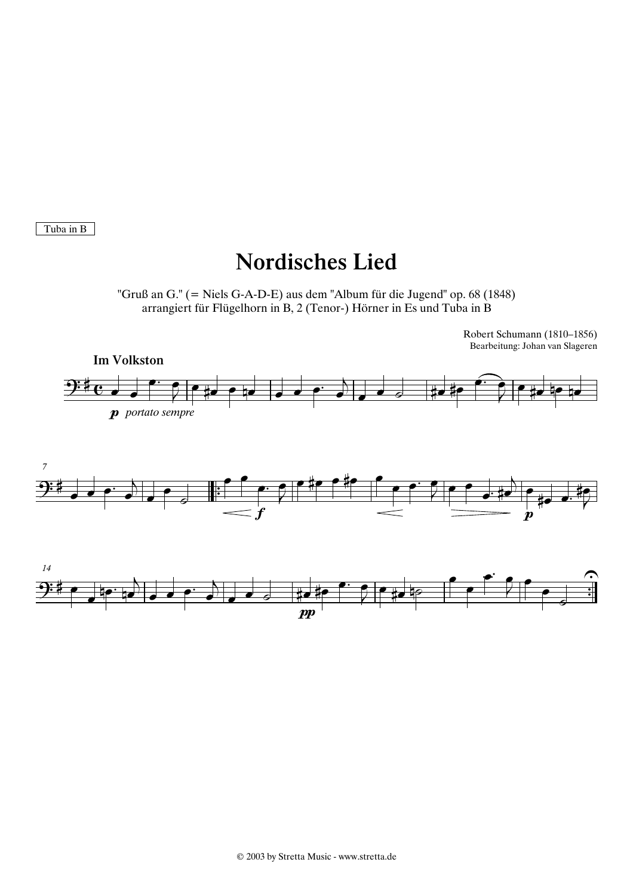Tuba in B

# Nordisches Lied

"Gruß an G." (= Niels G-A-D-E) aus dem "Album für die Jugend" op. 68 (1848)
arrangiert für Flügelhorn in B, 2 (Tenor-) Hörner in Es und Tuba in B

Robert Schumann (1810–1856)
Bearbeitung: Johan van Slageren

**Im Volkston**

*p portato sempre*

© 2003 by Stretta Music - www.stretta.de